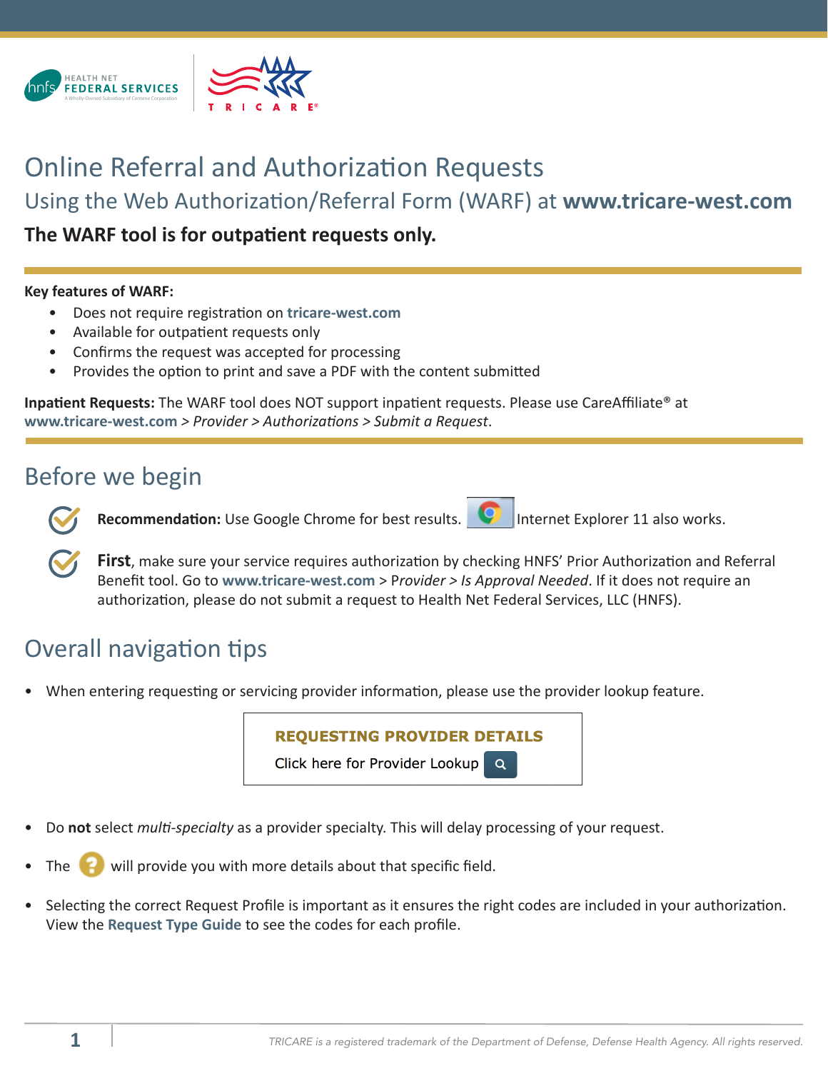# Online Referral and Authorization Requests

## Using the Web Authorization/Referral Form (WARF) at **www.tricare-west.com**

**The WARF tool is for outpatient requests only.**

**Key features of WARF:**

- Does not require registration on **tricare-west.com**
- Available for outpatient requests only
- Confirms the request was accepted for processing
- Provides the option to print and save a PDF with the content submitted

**Inpatient Requests:** The WARF tool does NOT support inpatient requests. Please use CareAffiliate® at **www.tricare-west.com** > *Provider* > *Authorizations* > *Submit a Request*.

## Before we begin

- **Recommendation:** Use Google Chrome for best results. Internet Explorer 11 also works.
- **First**, make sure your service requires authorization by checking HNFS' Prior Authorization and Referral Benefit tool. Go to **www.tricare-west.com** > *Provider* > *Is Approval Needed*. If it does not require an authorization, please do not submit a request to Health Net Federal Services, LLC (HNFS).

## Overall navigation tips

- When entering requesting or servicing provider information, please use the provider lookup feature.

  **REQUESTING PROVIDER DETAILS**
  Click here for Provider Lookup

- Do **not** select *multi-specialty* as a provider specialty. This will delay processing of your request.
- The ? will provide you with more details about that specific field.
- Selecting the correct Request Profile is important as it ensures the right codes are included in your authorization. View the **Request Type Guide** to see the codes for each profile.

TRICARE is a registered trademark of the Department of Defense, Defense Health Agency. All rights reserved.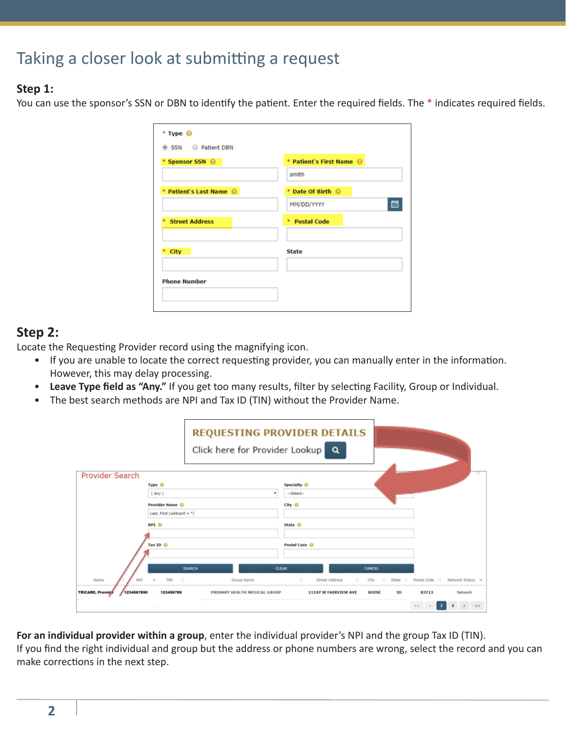# Taking a closer look at submitting a request

**Step 1:**
You can use the sponsor's SSN or DBN to identify the patient. Enter the required fields. The * indicates required fields.

**Step 2:**
Locate the Requesting Provider record using the magnifying icon.

- If you are unable to locate the correct requesting provider, you can manually enter in the information. However, this may delay processing.
- **Leave Type field as "Any."** If you get too many results, filter by selecting Facility, Group or Individual.
- The best search methods are NPI and Tax ID (TIN) without the Provider Name.

**For an individual provider within a group**, enter the individual provider's NPI and the group Tax ID (TIN). If you find the right individual and group but the address or phone numbers are wrong, select the record and you can make corrections in the next step.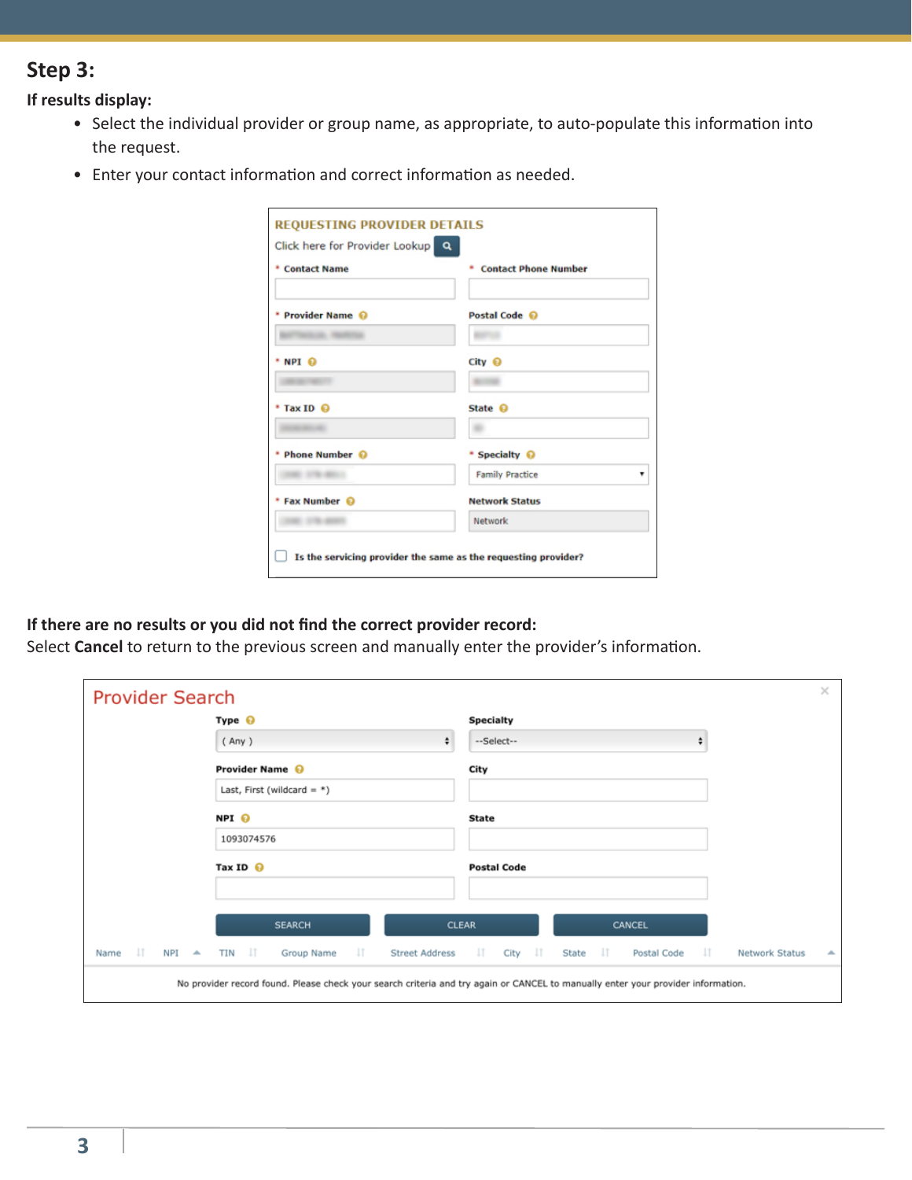## Step 3:

**If results display:**

- Select the individual provider or group name, as appropriate, to auto-populate this information into the request.
- Enter your contact information and correct information as needed.

**REQUESTING PROVIDER DETAILS**

Click here for Provider Lookup

| * Contact Name | * Contact Phone Number |
|---|---|
| * Provider Name | Postal Code |
| * NPI | City |
| * Tax ID | State |
| * Phone Number | * Specialty: Family Practice |
| * Fax Number | Network Status: Network |

☐ Is the servicing provider the same as the requesting provider?

**If there are no results or you did not find the correct provider record:**

Select **Cancel** to return to the previous screen and manually enter the provider's information.

**Provider Search**

| Type | Specialty |
|---|---|
| ( Any ) | --Select-- |
| **Provider Name** | **City** |
| Last, First (wildcard = *) | |
| **NPI** | **State** |
| 1093074576 | |
| **Tax ID** | **Postal Code** |

SEARCH | CLEAR | CANCEL

| Name | NPI | TIN | Group Name | Street Address | City | State | Postal Code | Network Status |
|---|---|---|---|---|---|---|---|---|

No provider record found. Please check your search criteria and try again or CANCEL to manually enter your provider information.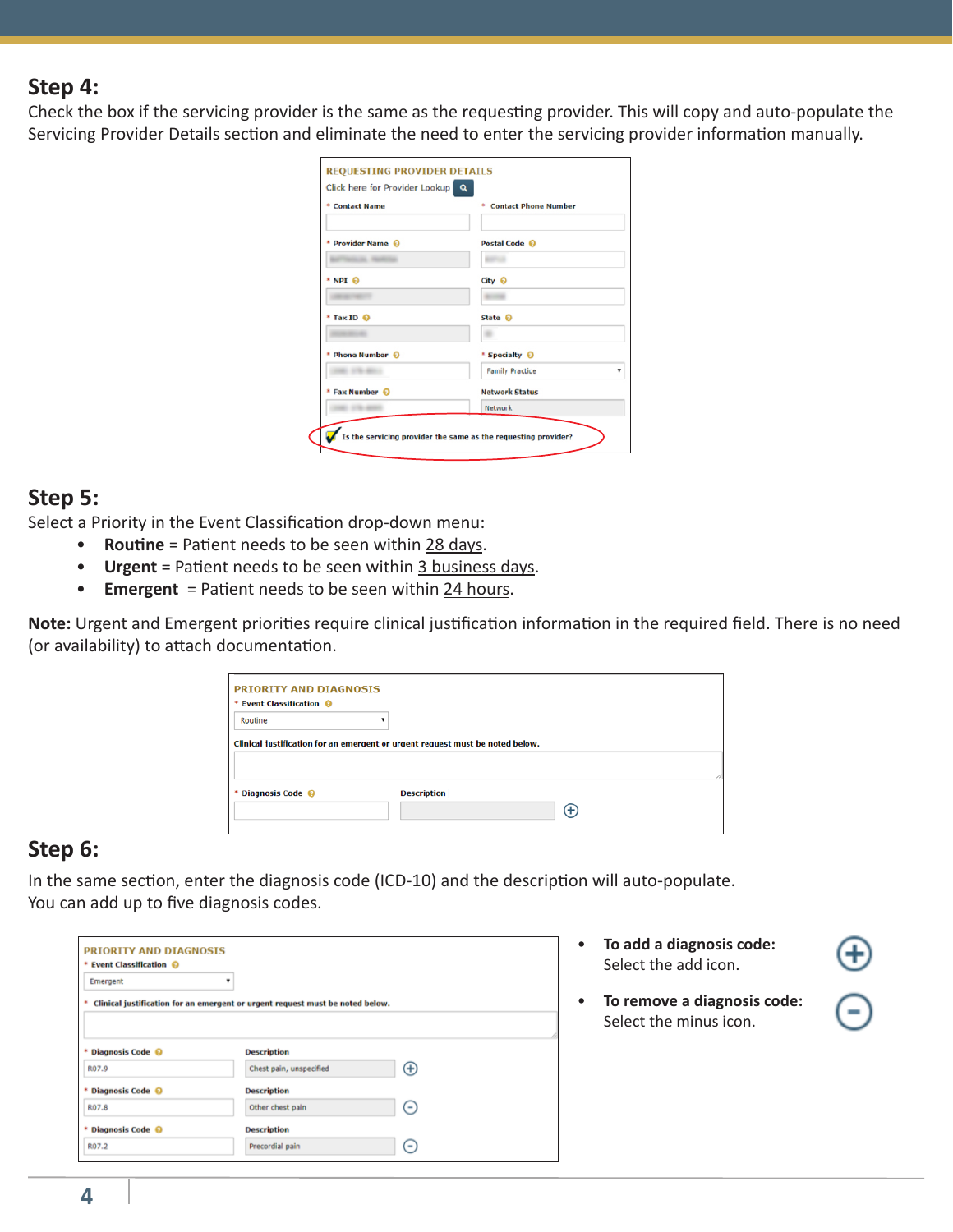## Step 4:

Check the box if the servicing provider is the same as the requesting provider. This will copy and auto-populate the Servicing Provider Details section and eliminate the need to enter the servicing provider information manually.

REQUESTING PROVIDER DETAILS

Click here for Provider Lookup

\* Contact Name | \* Contact Phone Number

\* Provider Name | Postal Code

\* NPI | City

\* Tax ID | State

\* Phone Number | \* Specialty: Family Practice

\* Fax Number | Network Status: Network

☑ Is the servicing provider the same as the requesting provider?

## Step 5:

Select a Priority in the Event Classification drop-down menu:

- **Routine** = Patient needs to be seen within 28 days.
- **Urgent** = Patient needs to be seen within 3 business days.
- **Emergent** = Patient needs to be seen within 24 hours.

**Note:** Urgent and Emergent priorities require clinical justification information in the required field. There is no need (or availability) to attach documentation.

PRIORITY AND DIAGNOSIS

\* Event Classification: Routine

Clinical justification for an emergent or urgent request must be noted below.

\* Diagnosis Code | Description

## Step 6:

In the same section, enter the diagnosis code (ICD-10) and the description will auto-populate. You can add up to five diagnosis codes.

PRIORITY AND DIAGNOSIS

\* Event Classification: Emergent

\* Clinical justification for an emergent or urgent request must be noted below.

| Diagnosis Code | Description |
|---|---|
| R07.9 | Chest pain, unspecified |
| R07.8 | Other chest pain |
| R07.2 | Precordial pain |

- **To add a diagnosis code:** Select the add icon.
- **To remove a diagnosis code:** Select the minus icon.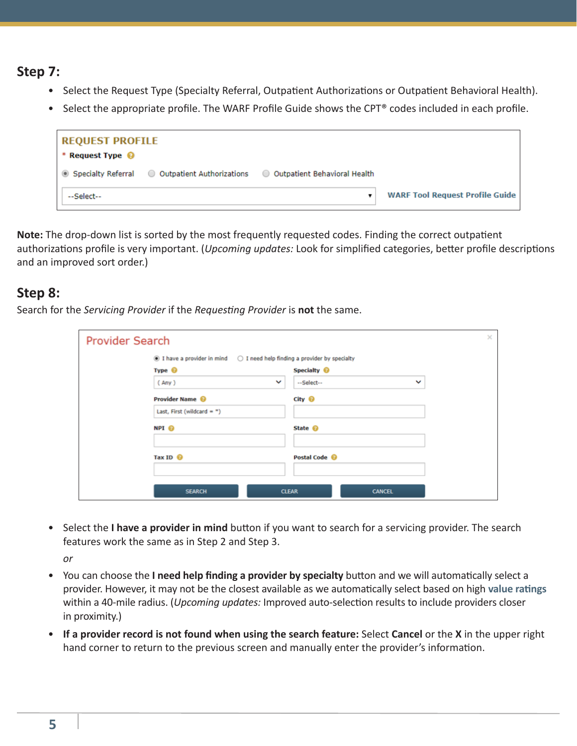## Step 7:

- Select the Request Type (Specialty Referral, Outpatient Authorizations or Outpatient Behavioral Health).
- Select the appropriate profile. The WARF Profile Guide shows the CPT® codes included in each profile.

**Note:** The drop-down list is sorted by the most frequently requested codes. Finding the correct outpatient authorizations profile is very important. (*Upcoming updates:* Look for simplified categories, better profile descriptions and an improved sort order.)

## Step 8:

Search for the *Servicing Provider* if the *Requesting Provider* is **not** the same.

- Select the **I have a provider in mind** button if you want to search for a servicing provider. The search features work the same as in Step 2 and Step 3.

  *or*

- You can choose the **I need help finding a provider by specialty** button and we will automatically select a provider. However, it may not be the closest available as we automatically select based on high **value ratings** within a 40-mile radius. (*Upcoming updates:* Improved auto-selection results to include providers closer in proximity.)
- **If a provider record is not found when using the search feature:** Select **Cancel** or the **X** in the upper right hand corner to return to the previous screen and manually enter the provider's information.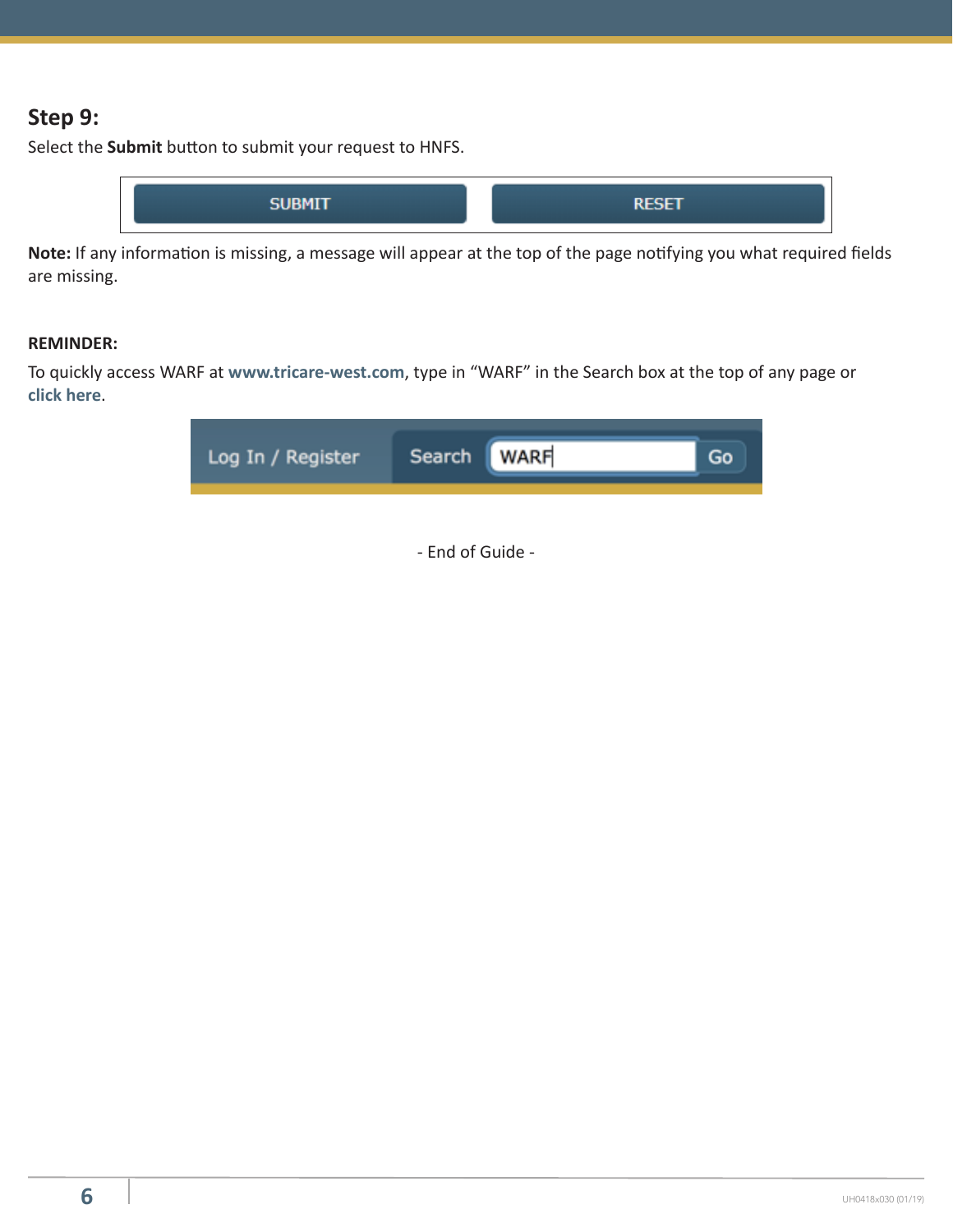## Step 9:

Select the **Submit** button to submit your request to HNFS.

SUBMIT RESET

**Note:** If any information is missing, a message will appear at the top of the page notifying you what required fields are missing.

**REMINDER:**

To quickly access WARF at **www.tricare-west.com**, type in “WARF” in the Search box at the top of any page or **click here**.

Log In / Register Search WARF Go

- End of Guide -

UH0418x030 (01/19)